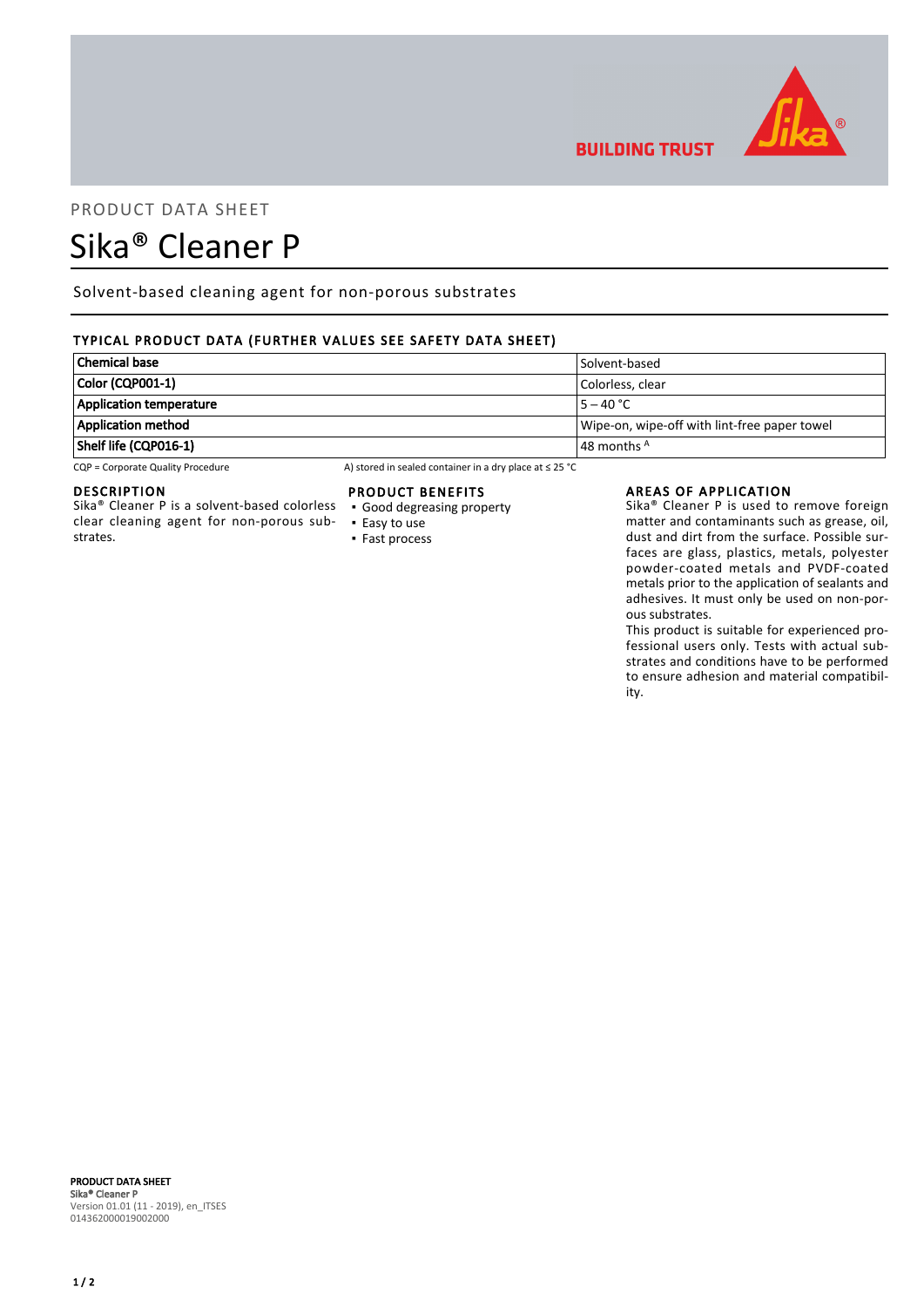PRODUCT DATA SHEET

# Sika® Cleaner P

Solvent-based cleaning agent for non-porous substrates

## TYPICAL PRODUCT DATA (FURTHER VALUES SEE SAFETY DATA SHEET)

| | |
|---|---|
| **Chemical base** | Solvent-based |
| **Color (CQP001-1)** | Colorless, clear |
| **Application temperature** | 5 – 40 °C |
| **Application method** | Wipe-on, wipe-off with lint-free paper towel |
| **Shelf life (CQP016-1)** | 48 months [A] |

CQP = Corporate Quality Procedure

A) stored in sealed container in a dry place at ≤ 25 °C

## DESCRIPTION

Sika® Cleaner P is a solvent-based colorless clear cleaning agent for non-porous substrates.

## PRODUCT BENEFITS

- Good degreasing property
- Easy to use
- Fast process

## AREAS OF APPLICATION

Sika® Cleaner P is used to remove foreign matter and contaminants such as grease, oil, dust and dirt from the surface. Possible surfaces are glass, plastics, metals, polyester powder-coated metals and PVDF-coated metals prior to the application of sealants and adhesives. It must only be used on non-porous substrates.

This product is suitable for experienced professional users only. Tests with actual substrates and conditions have to be performed to ensure adhesion and material compatibility.

**PRODUCT DATA SHEET**
**Sika® Cleaner P**
Version 01.01 (11 - 2019), en_ITSES
014362000019002000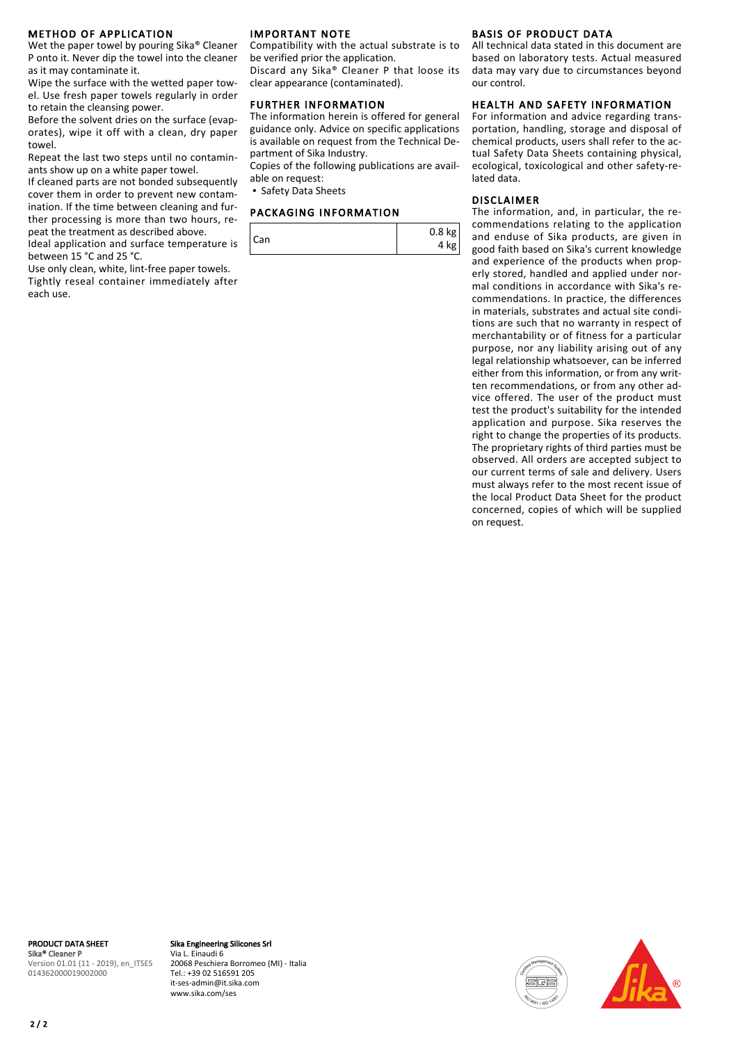## METHOD OF APPLICATION

Wet the paper towel by pouring Sika® Cleaner P onto it. Never dip the towel into the cleaner as it may contaminate it.

Wipe the surface with the wetted paper towel. Use fresh paper towels regularly in order to retain the cleansing power.

Before the solvent dries on the surface (evaporates), wipe it off with a clean, dry paper towel.

Repeat the last two steps until no contaminants show up on a white paper towel.

If cleaned parts are not bonded subsequently cover them in order to prevent new contamination. If the time between cleaning and further processing is more than two hours, repeat the treatment as described above.

Ideal application and surface temperature is between 15 °C and 25 °C.

Use only clean, white, lint-free paper towels.

Tightly reseal container immediately after each use.

## IMPORTANT NOTE

Compatibility with the actual substrate is to be verified prior the application.

Discard any Sika® Cleaner P that loose its clear appearance (contaminated).

## FURTHER INFORMATION

The information herein is offered for general guidance only. Advice on specific applications is available on request from the Technical Department of Sika Industry.

Copies of the following publications are available on request:

- Safety Data Sheets

## PACKAGING INFORMATION

| | |
|---|---|
| Can | 0.8 kg<br>4 kg |

## BASIS OF PRODUCT DATA

All technical data stated in this document are based on laboratory tests. Actual measured data may vary due to circumstances beyond our control.

## HEALTH AND SAFETY INFORMATION

For information and advice regarding transportation, handling, storage and disposal of chemical products, users shall refer to the actual Safety Data Sheets containing physical, ecological, toxicological and other safety-related data.

## DISCLAIMER

The information, and, in particular, the recommendations relating to the application and enduse of Sika products, are given in good faith based on Sika's current knowledge and experience of the products when properly stored, handled and applied under normal conditions in accordance with Sika's recommendations. In practice, the differences in materials, substrates and actual site conditions are such that no warranty in respect of merchantability or of fitness for a particular purpose, nor any liability arising out of any legal relationship whatsoever, can be inferred either from this information, or from any written recommendations, or from any other advice offered. The user of the product must test the product's suitability for the intended application and purpose. Sika reserves the right to change the properties of its products. The proprietary rights of third parties must be observed. All orders are accepted subject to our current terms of sale and delivery. Users must always refer to the most recent issue of the local Product Data Sheet for the product concerned, copies of which will be supplied on request.

**PRODUCT DATA SHEET**
**Sika® Cleaner P**
Version 01.01 (11 - 2019), en_ITSES
014362000019002000

**Sika Engineering Silicones Srl**
Via L. Einaudi 6
20068 Peschiera Borromeo (MI) - Italia
Tel.: +39 02 516591 205
it-ses-admin@it.sika.com
www.sika.com/ses